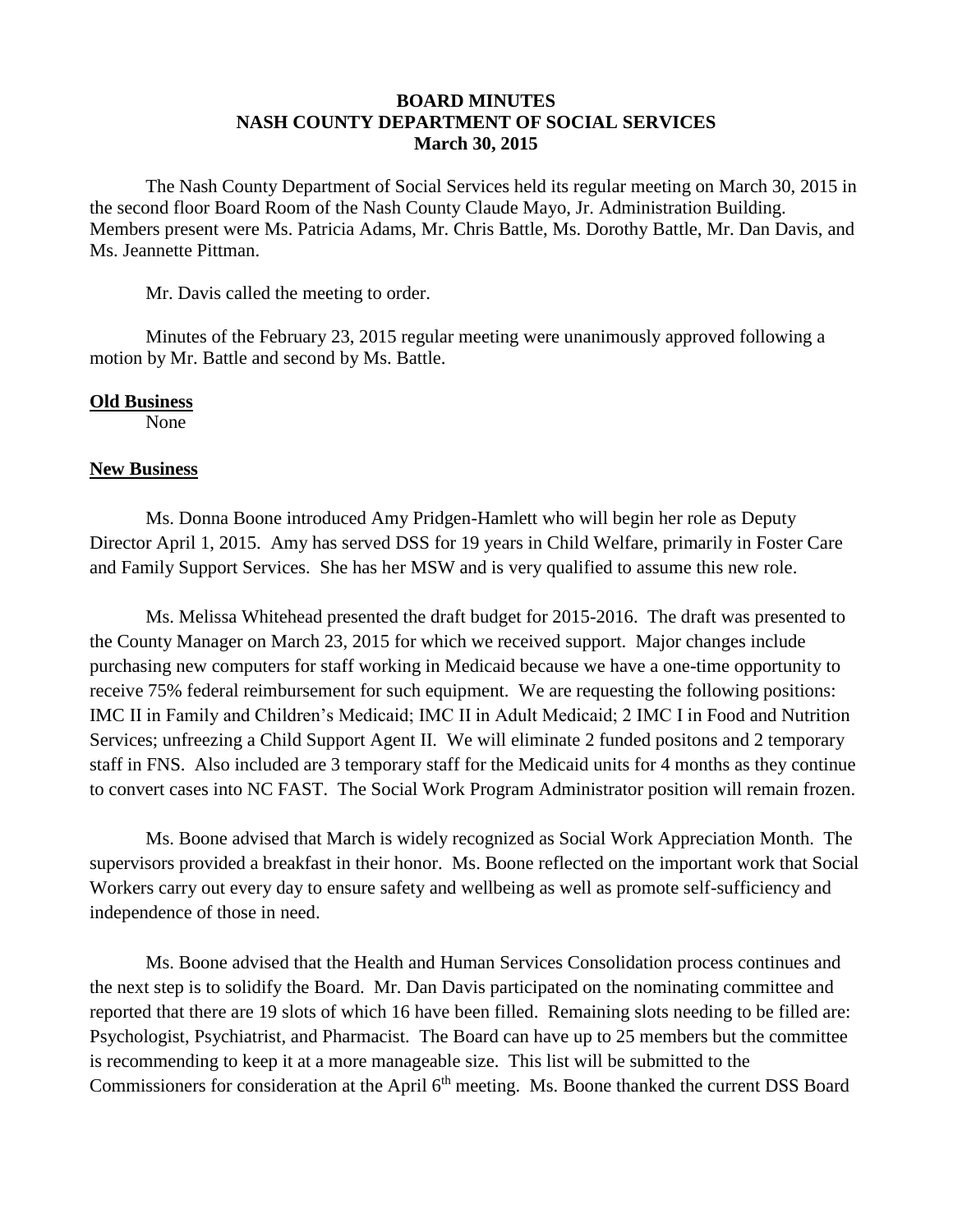**BOARD MINUTES**
**NASH COUNTY DEPARTMENT OF SOCIAL SERVICES**
**March 30, 2015**

The Nash County Department of Social Services held its regular meeting on March 30, 2015 in the second floor Board Room of the Nash County Claude Mayo, Jr. Administration Building. Members present were Ms. Patricia Adams, Mr. Chris Battle, Ms. Dorothy Battle, Mr. Dan Davis, and Ms. Jeannette Pittman.

Mr. Davis called the meeting to order.

Minutes of the February 23, 2015 regular meeting were unanimously approved following a motion by Mr. Battle and second by Ms. Battle.

**Old Business**

None

**New Business**

Ms. Donna Boone introduced Amy Pridgen-Hamlett who will begin her role as Deputy Director April 1, 2015. Amy has served DSS for 19 years in Child Welfare, primarily in Foster Care and Family Support Services. She has her MSW and is very qualified to assume this new role.

Ms. Melissa Whitehead presented the draft budget for 2015-2016. The draft was presented to the County Manager on March 23, 2015 for which we received support. Major changes include purchasing new computers for staff working in Medicaid because we have a one-time opportunity to receive 75% federal reimbursement for such equipment. We are requesting the following positions: IMC II in Family and Children's Medicaid; IMC II in Adult Medicaid; 2 IMC I in Food and Nutrition Services; unfreezing a Child Support Agent II. We will eliminate 2 funded positons and 2 temporary staff in FNS. Also included are 3 temporary staff for the Medicaid units for 4 months as they continue to convert cases into NC FAST. The Social Work Program Administrator position will remain frozen.

Ms. Boone advised that March is widely recognized as Social Work Appreciation Month. The supervisors provided a breakfast in their honor. Ms. Boone reflected on the important work that Social Workers carry out every day to ensure safety and wellbeing as well as promote self-sufficiency and independence of those in need.

Ms. Boone advised that the Health and Human Services Consolidation process continues and the next step is to solidify the Board. Mr. Dan Davis participated on the nominating committee and reported that there are 19 slots of which 16 have been filled. Remaining slots needing to be filled are: Psychologist, Psychiatrist, and Pharmacist. The Board can have up to 25 members but the committee is recommending to keep it at a more manageable size. This list will be submitted to the Commissioners for consideration at the April 6th meeting. Ms. Boone thanked the current DSS Board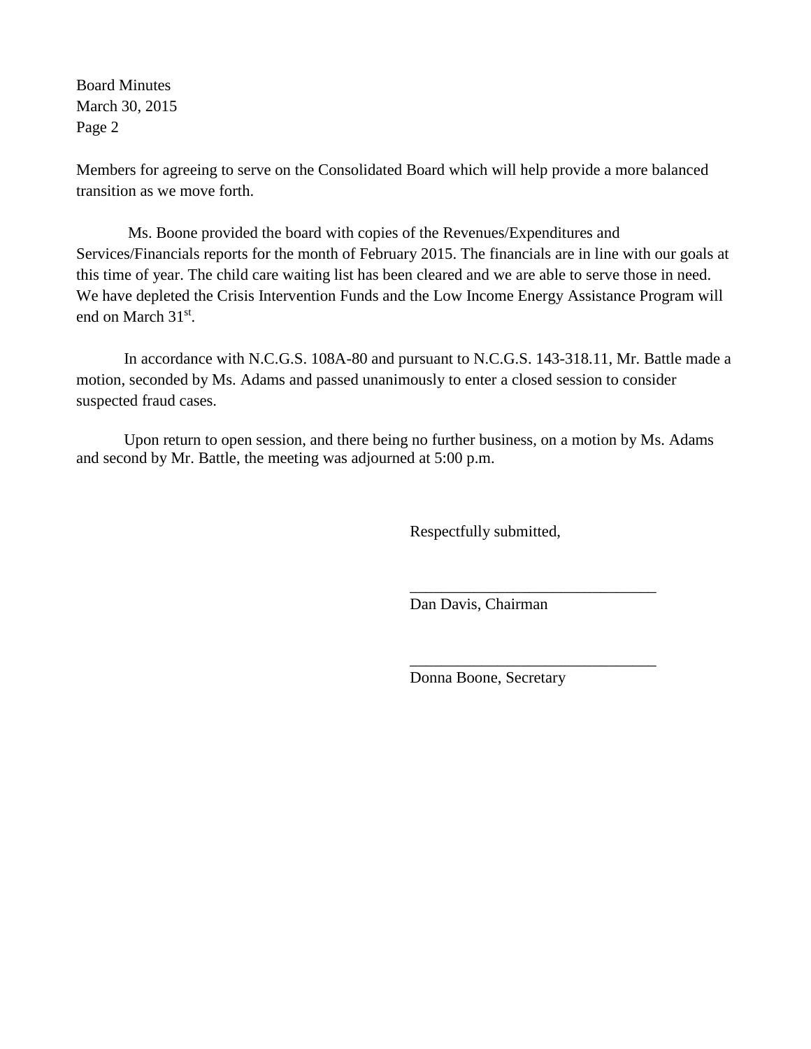Members for agreeing to serve on the Consolidated Board which will help provide a more balanced transition as we move forth.

Ms. Boone provided the board with copies of the Revenues/Expenditures and Services/Financials reports for the month of February 2015. The financials are in line with our goals at this time of year. The child care waiting list has been cleared and we are able to serve those in need. We have depleted the Crisis Intervention Funds and the Low Income Energy Assistance Program will end on March 31st.

In accordance with N.C.G.S. 108A-80 and pursuant to N.C.G.S. 143-318.11, Mr. Battle made a motion, seconded by Ms. Adams and passed unanimously to enter a closed session to consider suspected fraud cases.

Upon return to open session, and there being no further business, on a motion by Ms. Adams and second by Mr. Battle, the meeting was adjourned at 5:00 p.m.

Respectfully submitted,

_______________________________
Dan Davis, Chairman

_______________________________
Donna Boone, Secretary